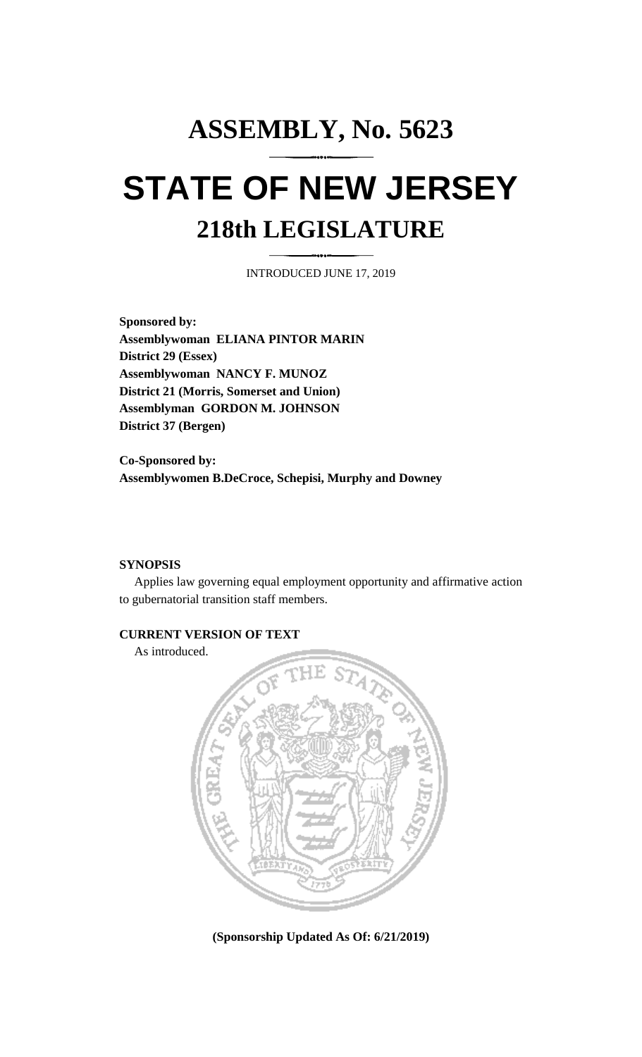# ASSEMBLY, No. 5623

# STATE OF NEW JERSEY

## 218th LEGISLATURE

INTRODUCED JUNE 17, 2019

**Sponsored by:**
**Assemblywoman ELIANA PINTOR MARIN**
**District 29 (Essex)**
**Assemblywoman NANCY F. MUNOZ**
**District 21 (Morris, Somerset and Union)**
**Assemblyman GORDON M. JOHNSON**
**District 37 (Bergen)**

**Co-Sponsored by:**
**Assemblywomen B.DeCroce, Schepisi, Murphy and Downey**

**SYNOPSIS**

Applies law governing equal employment opportunity and affirmative action to gubernatorial transition staff members.

**CURRENT VERSION OF TEXT**

As introduced.

**(Sponsorship Updated As Of: 6/21/2019)**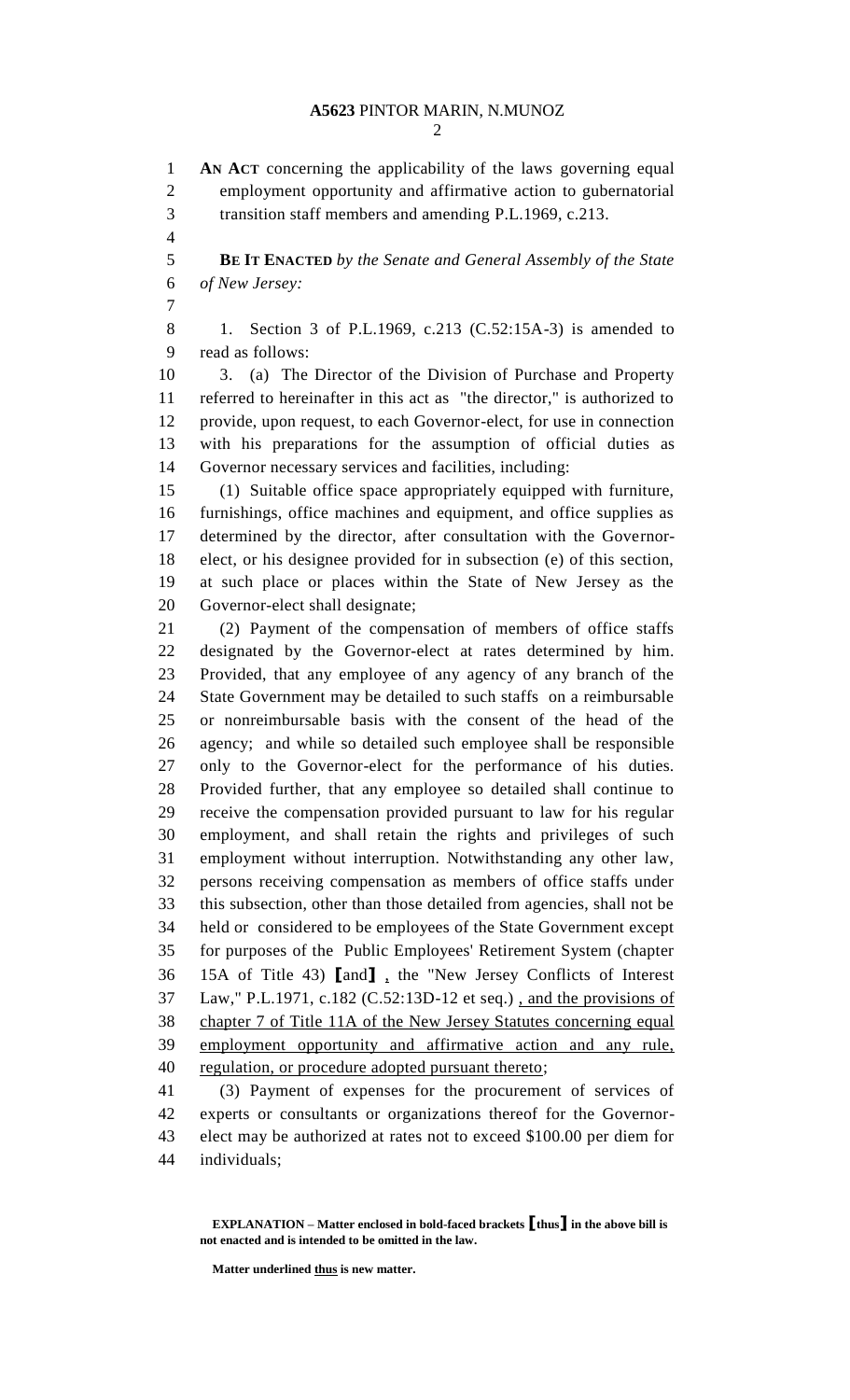**AN ACT** concerning the applicability of the laws governing equal employment opportunity and affirmative action to gubernatorial transition staff members and amending P.L.1969, c.213.

**BE IT ENACTED** *by the Senate and General Assembly of the State of New Jersey:*

1. Section 3 of P.L.1969, c.213 (C.52:15A-3) is amended to read as follows:

3. (a) The Director of the Division of Purchase and Property referred to hereinafter in this act as "the director," is authorized to provide, upon request, to each Governor-elect, for use in connection with his preparations for the assumption of official duties as Governor necessary services and facilities, including:

(1) Suitable office space appropriately equipped with furniture, furnishings, office machines and equipment, and office supplies as determined by the director, after consultation with the Governor-elect, or his designee provided for in subsection (e) of this section, at such place or places within the State of New Jersey as the Governor-elect shall designate;

(2) Payment of the compensation of members of office staffs designated by the Governor-elect at rates determined by him. Provided, that any employee of any agency of any branch of the State Government may be detailed to such staffs on a reimbursable or nonreimbursable basis with the consent of the head of the agency; and while so detailed such employee shall be responsible only to the Governor-elect for the performance of his duties. Provided further, that any employee so detailed shall continue to receive the compensation provided pursuant to law for his regular employment, and shall retain the rights and privileges of such employment without interruption. Notwithstanding any other law, persons receiving compensation as members of office staffs under this subsection, other than those detailed from agencies, shall not be held or considered to be employees of the State Government except for purposes of the Public Employees' Retirement System (chapter 15A of Title 43) **[**and**]** <u>,</u> the "New Jersey Conflicts of Interest Law," P.L.1971, c.182 (C.52:13D-12 et seq.) <u>, and the provisions of chapter 7 of Title 11A of the New Jersey Statutes concerning equal employment opportunity and affirmative action and any rule, regulation, or procedure adopted pursuant thereto</u>;

(3) Payment of expenses for the procurement of services of experts or consultants or organizations thereof for the Governor-elect may be authorized at rates not to exceed $100.00 per diem for individuals;

---

**EXPLANATION – Matter enclosed in bold-faced brackets [thus] in the above bill is not enacted and is intended to be omitted in the law.**

**Matter underlined <u>thus</u> is new matter.**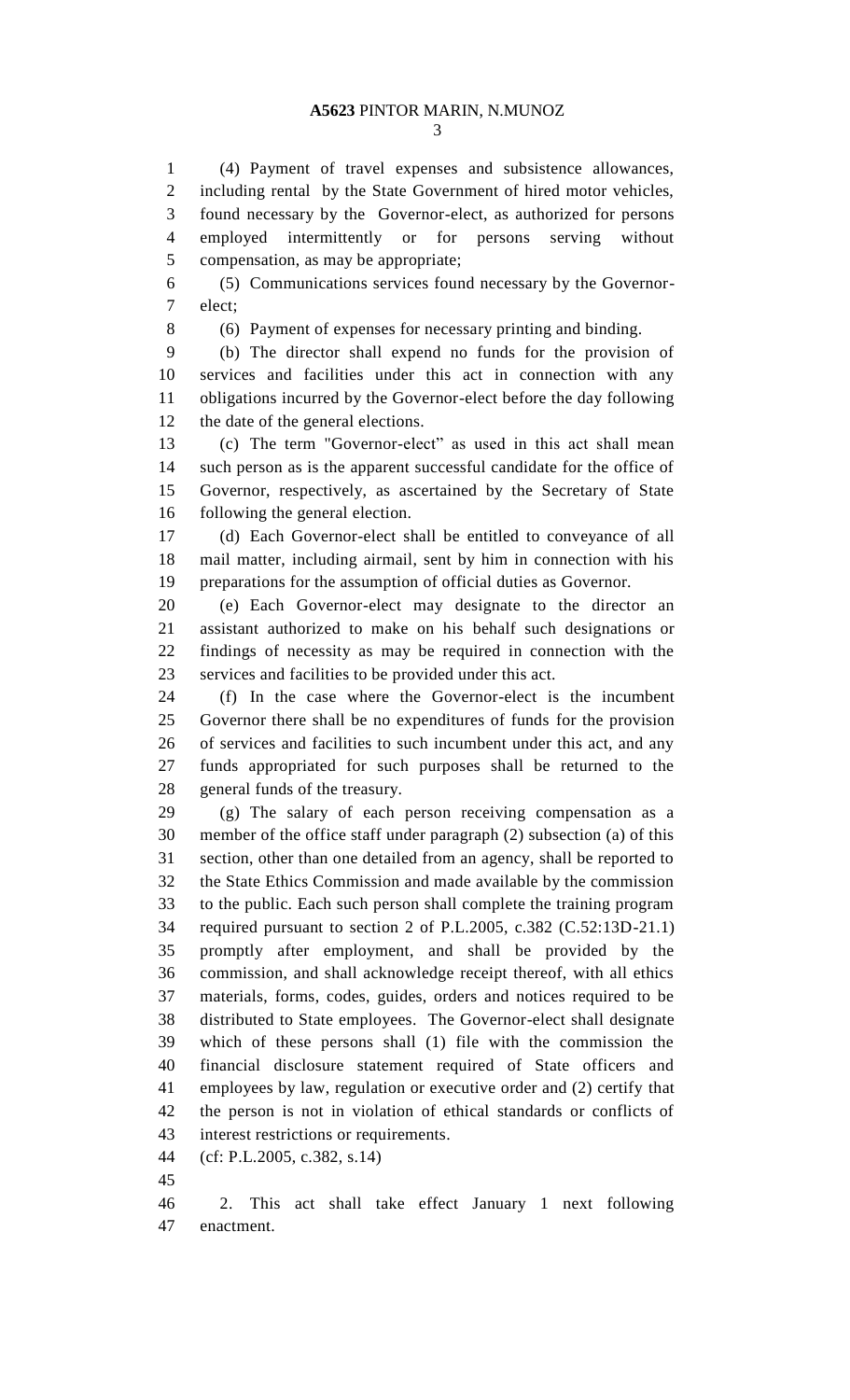(4) Payment of travel expenses and subsistence allowances, including rental by the State Government of hired motor vehicles, found necessary by the Governor-elect, as authorized for persons employed intermittently or for persons serving without compensation, as may be appropriate;

(5) Communications services found necessary by the Governor-elect;

(6) Payment of expenses for necessary printing and binding.

(b) The director shall expend no funds for the provision of services and facilities under this act in connection with any obligations incurred by the Governor-elect before the day following the date of the general elections.

(c) The term "Governor-elect" as used in this act shall mean such person as is the apparent successful candidate for the office of Governor, respectively, as ascertained by the Secretary of State following the general election.

(d) Each Governor-elect shall be entitled to conveyance of all mail matter, including airmail, sent by him in connection with his preparations for the assumption of official duties as Governor.

(e) Each Governor-elect may designate to the director an assistant authorized to make on his behalf such designations or findings of necessity as may be required in connection with the services and facilities to be provided under this act.

(f) In the case where the Governor-elect is the incumbent Governor there shall be no expenditures of funds for the provision of services and facilities to such incumbent under this act, and any funds appropriated for such purposes shall be returned to the general funds of the treasury.

(g) The salary of each person receiving compensation as a member of the office staff under paragraph (2) subsection (a) of this section, other than one detailed from an agency, shall be reported to the State Ethics Commission and made available by the commission to the public. Each such person shall complete the training program required pursuant to section 2 of P.L.2005, c.382 (C.52:13D-21.1) promptly after employment, and shall be provided by the commission, and shall acknowledge receipt thereof, with all ethics materials, forms, codes, guides, orders and notices required to be distributed to State employees. The Governor-elect shall designate which of these persons shall (1) file with the commission the financial disclosure statement required of State officers and employees by law, regulation or executive order and (2) certify that the person is not in violation of ethical standards or conflicts of interest restrictions or requirements.

(cf: P.L.2005, c.382, s.14)

2. This act shall take effect January 1 next following enactment.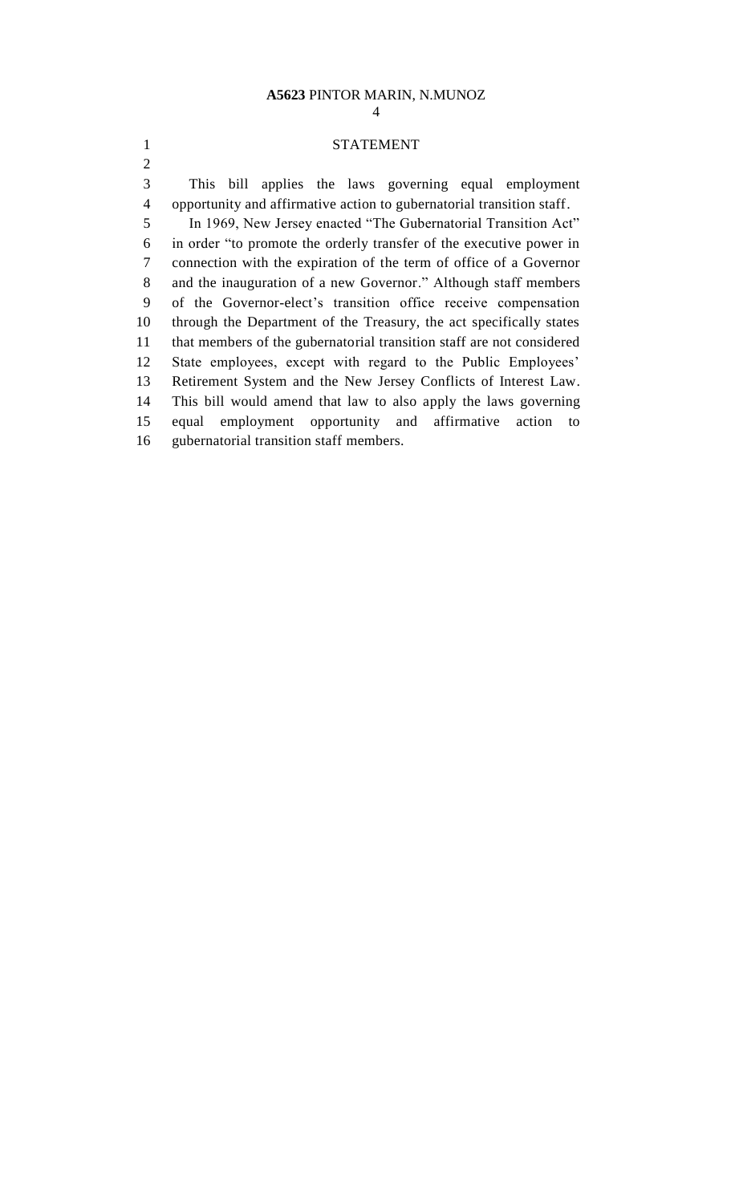# STATEMENT

This bill applies the laws governing equal employment opportunity and affirmative action to gubernatorial transition staff.

In 1969, New Jersey enacted "The Gubernatorial Transition Act" in order "to promote the orderly transfer of the executive power in connection with the expiration of the term of office of a Governor and the inauguration of a new Governor." Although staff members of the Governor-elect's transition office receive compensation through the Department of the Treasury, the act specifically states that members of the gubernatorial transition staff are not considered State employees, except with regard to the Public Employees' Retirement System and the New Jersey Conflicts of Interest Law. This bill would amend that law to also apply the laws governing equal employment opportunity and affirmative action to gubernatorial transition staff members.